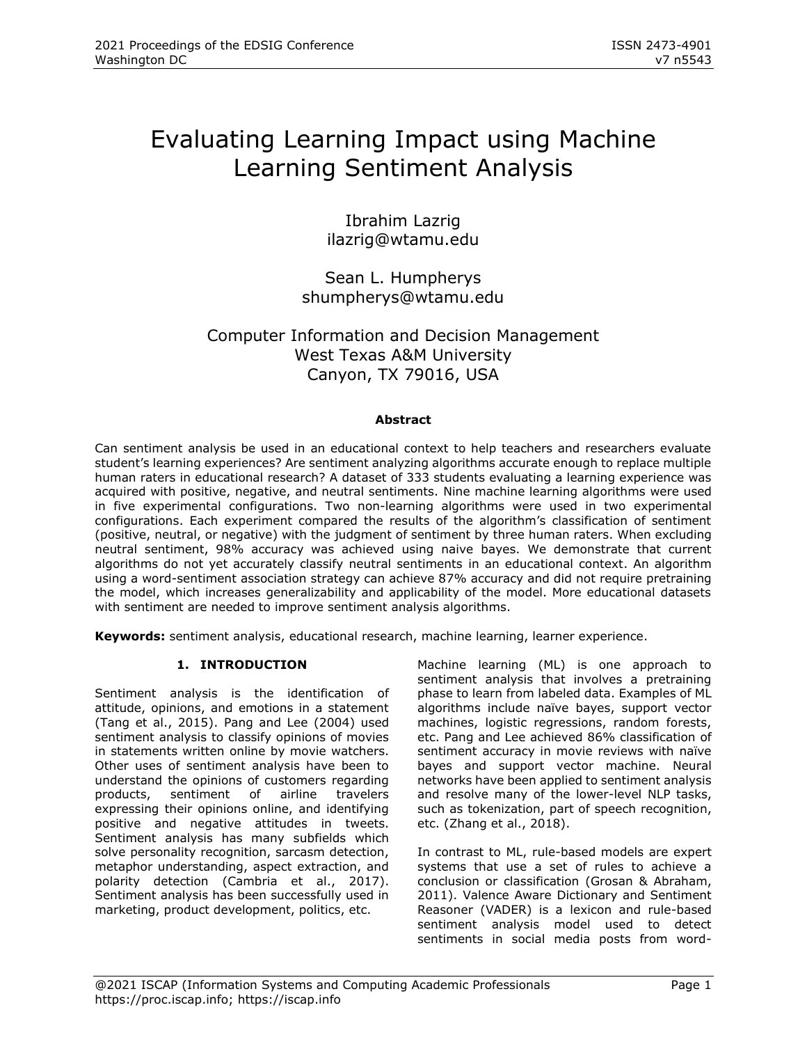# Evaluating Learning Impact using Machine Learning Sentiment Analysis

Ibrahim Lazrig
ilazrig@wtamu.edu

Sean L. Humpherys
shumpherys@wtamu.edu

Computer Information and Decision Management
West Texas A&M University
Canyon, TX 79016, USA

**Abstract**

Can sentiment analysis be used in an educational context to help teachers and researchers evaluate student's learning experiences? Are sentiment analyzing algorithms accurate enough to replace multiple human raters in educational research? A dataset of 333 students evaluating a learning experience was acquired with positive, negative, and neutral sentiments. Nine machine learning algorithms were used in five experimental configurations. Two non-learning algorithms were used in two experimental configurations. Each experiment compared the results of the algorithm's classification of sentiment (positive, neutral, or negative) with the judgment of sentiment by three human raters. When excluding neutral sentiment, 98% accuracy was achieved using naive bayes. We demonstrate that current algorithms do not yet accurately classify neutral sentiments in an educational context. An algorithm using a word-sentiment association strategy can achieve 87% accuracy and did not require pretraining the model, which increases generalizability and applicability of the model. More educational datasets with sentiment are needed to improve sentiment analysis algorithms.

**Keywords:** sentiment analysis, educational research, machine learning, learner experience.

## 1. INTRODUCTION

Sentiment analysis is the identification of attitude, opinions, and emotions in a statement (Tang et al., 2015). Pang and Lee (2004) used sentiment analysis to classify opinions of movies in statements written online by movie watchers. Other uses of sentiment analysis have been to understand the opinions of customers regarding products, sentiment of airline travelers expressing their opinions online, and identifying positive and negative attitudes in tweets. Sentiment analysis has many subfields which solve personality recognition, sarcasm detection, metaphor understanding, aspect extraction, and polarity detection (Cambria et al., 2017). Sentiment analysis has been successfully used in marketing, product development, politics, etc.

Machine learning (ML) is one approach to sentiment analysis that involves a pretraining phase to learn from labeled data. Examples of ML algorithms include naïve bayes, support vector machines, logistic regressions, random forests, etc. Pang and Lee achieved 86% classification of sentiment accuracy in movie reviews with naïve bayes and support vector machine. Neural networks have been applied to sentiment analysis and resolve many of the lower-level NLP tasks, such as tokenization, part of speech recognition, etc. (Zhang et al., 2018).

In contrast to ML, rule-based models are expert systems that use a set of rules to achieve a conclusion or classification (Grosan & Abraham, 2011). Valence Aware Dictionary and Sentiment Reasoner (VADER) is a lexicon and rule-based sentiment analysis model used to detect sentiments in social media posts from word-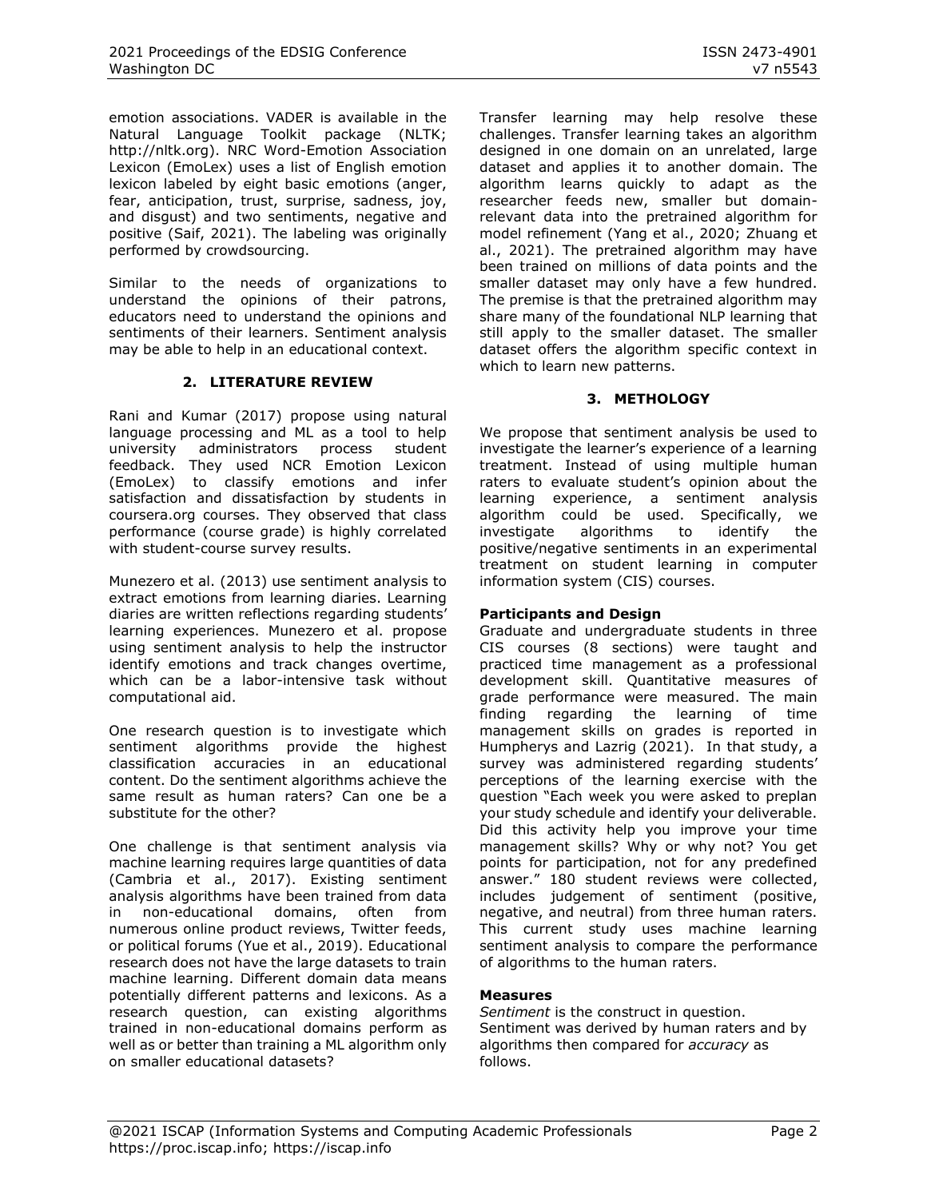emotion associations. VADER is available in the Natural Language Toolkit package (NLTK; http://nltk.org). NRC Word-Emotion Association Lexicon (EmoLex) uses a list of English emotion lexicon labeled by eight basic emotions (anger, fear, anticipation, trust, surprise, sadness, joy, and disgust) and two sentiments, negative and positive (Saif, 2021). The labeling was originally performed by crowdsourcing.

Similar to the needs of organizations to understand the opinions of their patrons, educators need to understand the opinions and sentiments of their learners. Sentiment analysis may be able to help in an educational context.

## 2. LITERATURE REVIEW

Rani and Kumar (2017) propose using natural language processing and ML as a tool to help university administrators process student feedback. They used NCR Emotion Lexicon (EmoLex) to classify emotions and infer satisfaction and dissatisfaction by students in coursera.org courses. They observed that class performance (course grade) is highly correlated with student-course survey results.

Munezero et al. (2013) use sentiment analysis to extract emotions from learning diaries. Learning diaries are written reflections regarding students' learning experiences. Munezero et al. propose using sentiment analysis to help the instructor identify emotions and track changes overtime, which can be a labor-intensive task without computational aid.

One research question is to investigate which sentiment algorithms provide the highest classification accuracies in an educational content. Do the sentiment algorithms achieve the same result as human raters? Can one be a substitute for the other?

One challenge is that sentiment analysis via machine learning requires large quantities of data (Cambria et al., 2017). Existing sentiment analysis algorithms have been trained from data in non-educational domains, often from numerous online product reviews, Twitter feeds, or political forums (Yue et al., 2019). Educational research does not have the large datasets to train machine learning. Different domain data means potentially different patterns and lexicons. As a research question, can existing algorithms trained in non-educational domains perform as well as or better than training a ML algorithm only on smaller educational datasets?

Transfer learning may help resolve these challenges. Transfer learning takes an algorithm designed in one domain on an unrelated, large dataset and applies it to another domain. The algorithm learns quickly to adapt as the researcher feeds new, smaller but domain-relevant data into the pretrained algorithm for model refinement (Yang et al., 2020; Zhuang et al., 2021). The pretrained algorithm may have been trained on millions of data points and the smaller dataset may only have a few hundred. The premise is that the pretrained algorithm may share many of the foundational NLP learning that still apply to the smaller dataset. The smaller dataset offers the algorithm specific context in which to learn new patterns.

## 3. METHOLOGY

We propose that sentiment analysis be used to investigate the learner's experience of a learning treatment. Instead of using multiple human raters to evaluate student's opinion about the learning experience, a sentiment analysis algorithm could be used. Specifically, we investigate algorithms to identify the positive/negative sentiments in an experimental treatment on student learning in computer information system (CIS) courses.

**Participants and Design**

Graduate and undergraduate students in three CIS courses (8 sections) were taught and practiced time management as a professional development skill. Quantitative measures of grade performance were measured. The main finding regarding the learning of time management skills on grades is reported in Humpherys and Lazrig (2021). In that study, a survey was administered regarding students' perceptions of the learning exercise with the question "Each week you were asked to preplan your study schedule and identify your deliverable. Did this activity help you improve your time management skills? Why or why not? You get points for participation, not for any predefined answer." 180 student reviews were collected, includes judgement of sentiment (positive, negative, and neutral) from three human raters. This current study uses machine learning sentiment analysis to compare the performance of algorithms to the human raters.

**Measures**

*Sentiment* is the construct in question. Sentiment was derived by human raters and by algorithms then compared for *accuracy* as follows.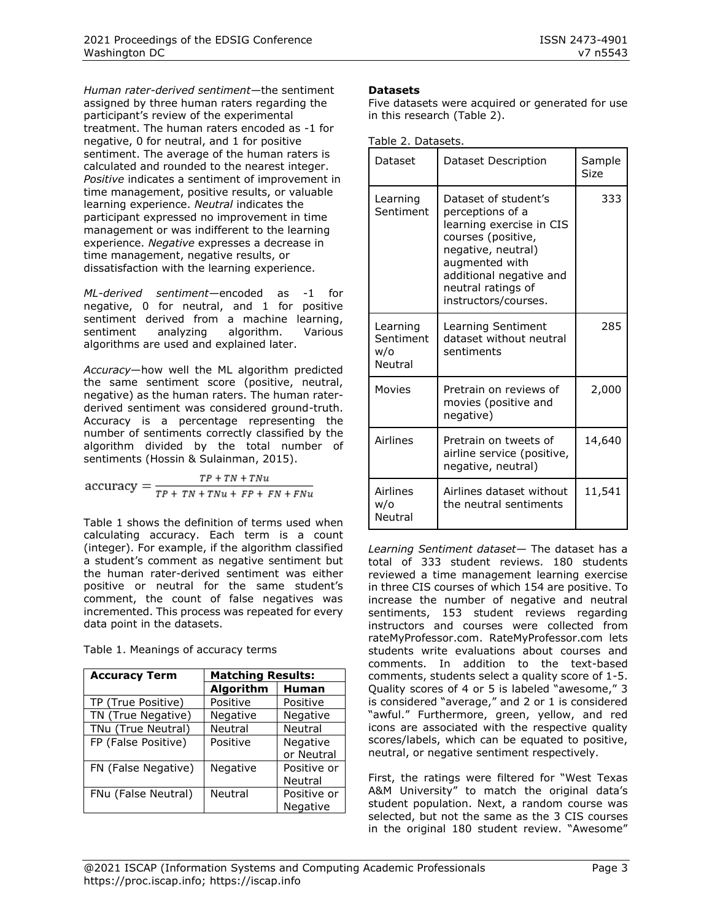*Human rater-derived sentiment*—the sentiment assigned by three human raters regarding the participant's review of the experimental treatment. The human raters encoded as -1 for negative, 0 for neutral, and 1 for positive sentiment. The average of the human raters is calculated and rounded to the nearest integer. *Positive* indicates a sentiment of improvement in time management, positive results, or valuable learning experience. *Neutral* indicates the participant expressed no improvement in time management or was indifferent to the learning experience. *Negative* expresses a decrease in time management, negative results, or dissatisfaction with the learning experience.

*ML-derived sentiment*—encoded as -1 for negative, 0 for neutral, and 1 for positive sentiment derived from a machine learning, sentiment analyzing algorithm. Various algorithms are used and explained later.

*Accuracy*—how well the ML algorithm predicted the same sentiment score (positive, neutral, negative) as the human raters. The human rater-derived sentiment was considered ground-truth. Accuracy is a percentage representing the number of sentiments correctly classified by the algorithm divided by the total number of sentiments (Hossin & Sulainman, 2015).

$$\text{accuracy} = \frac{TP + TN + TNu}{TP + TN + TNu + FP + FN + FNu}$$

Table 1 shows the definition of terms used when calculating accuracy. Each term is a count (integer). For example, if the algorithm classified a student's comment as negative sentiment but the human rater-derived sentiment was either positive or neutral for the same student's comment, the count of false negatives was incremented. This process was repeated for every data point in the datasets.

Table 1. Meanings of accuracy terms

| **Accuracy Term** | **Matching Results:** | |
|---|---|---|
| | **Algorithm** | **Human** |
| TP (True Positive) | Positive | Positive |
| TN (True Negative) | Negative | Negative |
| TNu (True Neutral) | Neutral | Neutral |
| FP (False Positive) | Positive | Negative or Neutral |
| FN (False Negative) | Negative | Positive or Neutral |
| FNu (False Neutral) | Neutral | Positive or Negative |

**Datasets**

Five datasets were acquired or generated for use in this research (Table 2).

Table 2. Datasets.

| Dataset | Dataset Description | Sample Size |
|---|---|---|
| Learning Sentiment | Dataset of student's perceptions of a learning exercise in CIS courses (positive, negative, neutral) augmented with additional negative and neutral ratings of instructors/courses. | 333 |
| Learning Sentiment w/o Neutral | Learning Sentiment dataset without neutral sentiments | 285 |
| Movies | Pretrain on reviews of movies (positive and negative) | 2,000 |
| Airlines | Pretrain on tweets of airline service (positive, negative, neutral) | 14,640 |
| Airlines w/o Neutral | Airlines dataset without the neutral sentiments | 11,541 |

*Learning Sentiment dataset*— The dataset has a total of 333 student reviews. 180 students reviewed a time management learning exercise in three CIS courses of which 154 are positive. To increase the number of negative and neutral sentiments, 153 student reviews regarding instructors and courses were collected from rateMyProfessor.com. RateMyProfessor.com lets students write evaluations about courses and comments. In addition to the text-based comments, students select a quality score of 1-5. Quality scores of 4 or 5 is labeled "awesome," 3 is considered "average," and 2 or 1 is considered "awful." Furthermore, green, yellow, and red icons are associated with the respective quality scores/labels, which can be equated to positive, neutral, or negative sentiment respectively.

First, the ratings were filtered for "West Texas A&M University" to match the original data's student population. Next, a random course was selected, but not the same as the 3 CIS courses in the original 180 student review. "Awesome"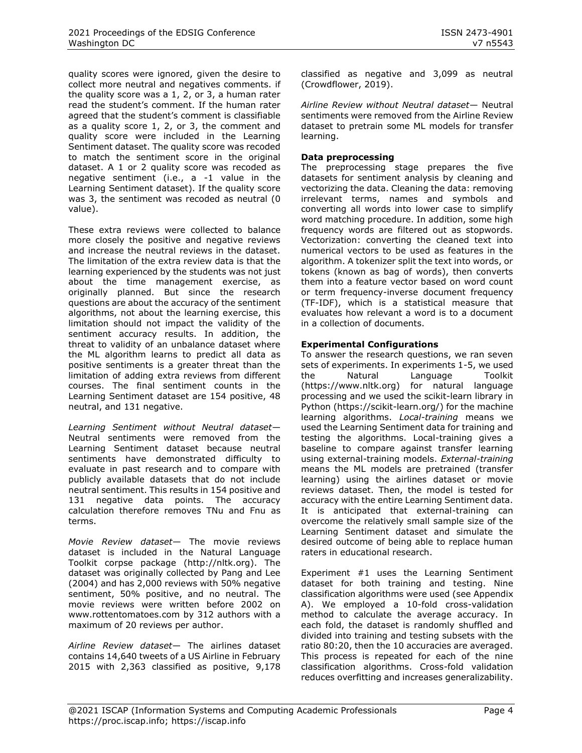quality scores were ignored, given the desire to collect more neutral and negatives comments. if the quality score was a 1, 2, or 3, a human rater read the student's comment. If the human rater agreed that the student's comment is classifiable as a quality score 1, 2, or 3, the comment and quality score were included in the Learning Sentiment dataset. The quality score was recoded to match the sentiment score in the original dataset. A 1 or 2 quality score was recoded as negative sentiment (i.e., a -1 value in the Learning Sentiment dataset). If the quality score was 3, the sentiment was recoded as neutral (0 value).

These extra reviews were collected to balance more closely the positive and negative reviews and increase the neutral reviews in the dataset. The limitation of the extra review data is that the learning experienced by the students was not just about the time management exercise, as originally planned. But since the research questions are about the accuracy of the sentiment algorithms, not about the learning exercise, this limitation should not impact the validity of the sentiment accuracy results. In addition, the threat to validity of an unbalance dataset where the ML algorithm learns to predict all data as positive sentiments is a greater threat than the limitation of adding extra reviews from different courses. The final sentiment counts in the Learning Sentiment dataset are 154 positive, 48 neutral, and 131 negative.

*Learning Sentiment without Neutral dataset*— Neutral sentiments were removed from the Learning Sentiment dataset because neutral sentiments have demonstrated difficulty to evaluate in past research and to compare with publicly available datasets that do not include neutral sentiment. This results in 154 positive and 131 negative data points. The accuracy calculation therefore removes TNu and Fnu as terms.

*Movie Review dataset*— The movie reviews dataset is included in the Natural Language Toolkit corpse package (http://nltk.org). The dataset was originally collected by Pang and Lee (2004) and has 2,000 reviews with 50% negative sentiment, 50% positive, and no neutral. The movie reviews were written before 2002 on www.rottentomatoes.com by 312 authors with a maximum of 20 reviews per author.

*Airline Review dataset*— The airlines dataset contains 14,640 tweets of a US Airline in February 2015 with 2,363 classified as positive, 9,178 classified as negative and 3,099 as neutral (Crowdflower, 2019).

*Airline Review without Neutral dataset*— Neutral sentiments were removed from the Airline Review dataset to pretrain some ML models for transfer learning.

**Data preprocessing**

The preprocessing stage prepares the five datasets for sentiment analysis by cleaning and vectorizing the data. Cleaning the data: removing irrelevant terms, names and symbols and converting all words into lower case to simplify word matching procedure. In addition, some high frequency words are filtered out as stopwords. Vectorization: converting the cleaned text into numerical vectors to be used as features in the algorithm. A tokenizer split the text into words, or tokens (known as bag of words), then converts them into a feature vector based on word count or term frequency-inverse document frequency (TF-IDF), which is a statistical measure that evaluates how relevant a word is to a document in a collection of documents.

**Experimental Configurations**

To answer the research questions, we ran seven sets of experiments. In experiments 1-5, we used the Natural Language Toolkit (https://www.nltk.org) for natural language processing and we used the scikit-learn library in Python (https://scikit-learn.org/) for the machine learning algorithms. *Local-training* means we used the Learning Sentiment data for training and testing the algorithms. Local-training gives a baseline to compare against transfer learning using external-training models. *External-training* means the ML models are pretrained (transfer learning) using the airlines dataset or movie reviews dataset. Then, the model is tested for accuracy with the entire Learning Sentiment data. It is anticipated that external-training can overcome the relatively small sample size of the Learning Sentiment dataset and simulate the desired outcome of being able to replace human raters in educational research.

Experiment #1 uses the Learning Sentiment dataset for both training and testing. Nine classification algorithms were used (see Appendix A). We employed a 10-fold cross-validation method to calculate the average accuracy. In each fold, the dataset is randomly shuffled and divided into training and testing subsets with the ratio 80:20, then the 10 accuracies are averaged. This process is repeated for each of the nine classification algorithms. Cross-fold validation reduces overfitting and increases generalizability.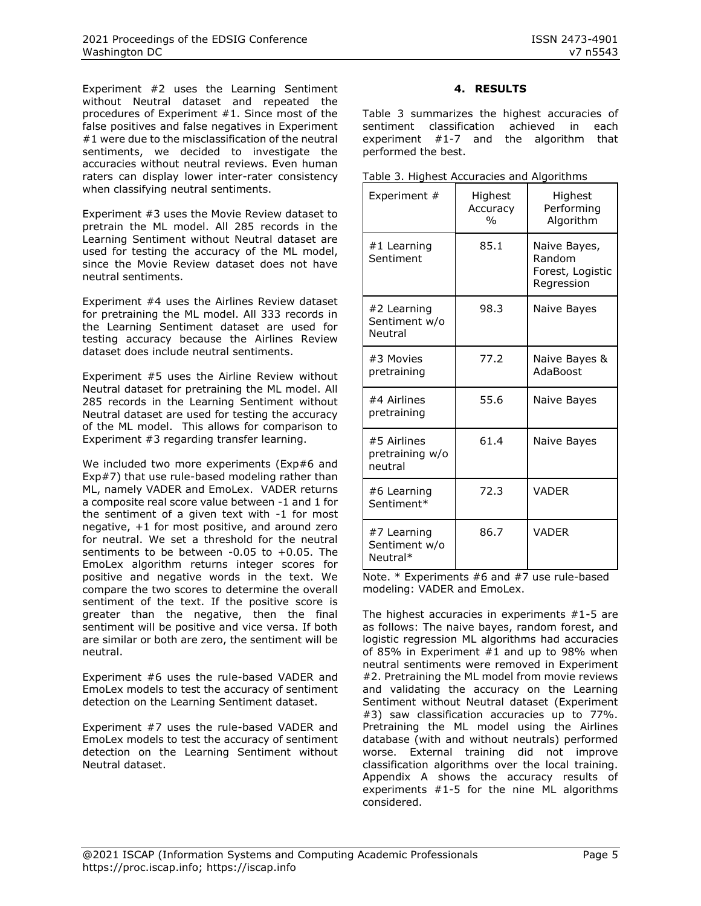Experiment #2 uses the Learning Sentiment without Neutral dataset and repeated the procedures of Experiment #1. Since most of the false positives and false negatives in Experiment #1 were due to the misclassification of the neutral sentiments, we decided to investigate the accuracies without neutral reviews. Even human raters can display lower inter-rater consistency when classifying neutral sentiments.

Experiment #3 uses the Movie Review dataset to pretrain the ML model. All 285 records in the Learning Sentiment without Neutral dataset are used for testing the accuracy of the ML model, since the Movie Review dataset does not have neutral sentiments.

Experiment #4 uses the Airlines Review dataset for pretraining the ML model. All 333 records in the Learning Sentiment dataset are used for testing accuracy because the Airlines Review dataset does include neutral sentiments.

Experiment #5 uses the Airline Review without Neutral dataset for pretraining the ML model. All 285 records in the Learning Sentiment without Neutral dataset are used for testing the accuracy of the ML model. This allows for comparison to Experiment #3 regarding transfer learning.

We included two more experiments (Exp#6 and Exp#7) that use rule-based modeling rather than ML, namely VADER and EmoLex. VADER returns a composite real score value between -1 and 1 for the sentiment of a given text with -1 for most negative, +1 for most positive, and around zero for neutral. We set a threshold for the neutral sentiments to be between -0.05 to +0.05. The EmoLex algorithm returns integer scores for positive and negative words in the text. We compare the two scores to determine the overall sentiment of the text. If the positive score is greater than the negative, then the final sentiment will be positive and vice versa. If both are similar or both are zero, the sentiment will be neutral.

Experiment #6 uses the rule-based VADER and EmoLex models to test the accuracy of sentiment detection on the Learning Sentiment dataset.

Experiment #7 uses the rule-based VADER and EmoLex models to test the accuracy of sentiment detection on the Learning Sentiment without Neutral dataset.

## 4. RESULTS

Table 3 summarizes the highest accuracies of sentiment classification achieved in each experiment #1-7 and the algorithm that performed the best.

Table 3. Highest Accuracies and Algorithms

| Experiment # | Highest Accuracy % | Highest Performing Algorithm |
|---|---|---|
| #1 Learning Sentiment | 85.1 | Naive Bayes, Random Forest, Logistic Regression |
| #2 Learning Sentiment w/o Neutral | 98.3 | Naive Bayes |
| #3 Movies pretraining | 77.2 | Naive Bayes & AdaBoost |
| #4 Airlines pretraining | 55.6 | Naive Bayes |
| #5 Airlines pretraining w/o neutral | 61.4 | Naive Bayes |
| #6 Learning Sentiment* | 72.3 | VADER |
| #7 Learning Sentiment w/o Neutral* | 86.7 | VADER |

Note. * Experiments #6 and #7 use rule-based modeling: VADER and EmoLex.

The highest accuracies in experiments #1-5 are as follows: The naive bayes, random forest, and logistic regression ML algorithms had accuracies of 85% in Experiment #1 and up to 98% when neutral sentiments were removed in Experiment #2. Pretraining the ML model from movie reviews and validating the accuracy on the Learning Sentiment without Neutral dataset (Experiment #3) saw classification accuracies up to 77%. Pretraining the ML model using the Airlines database (with and without neutrals) performed worse. External training did not improve classification algorithms over the local training. Appendix A shows the accuracy results of experiments #1-5 for the nine ML algorithms considered.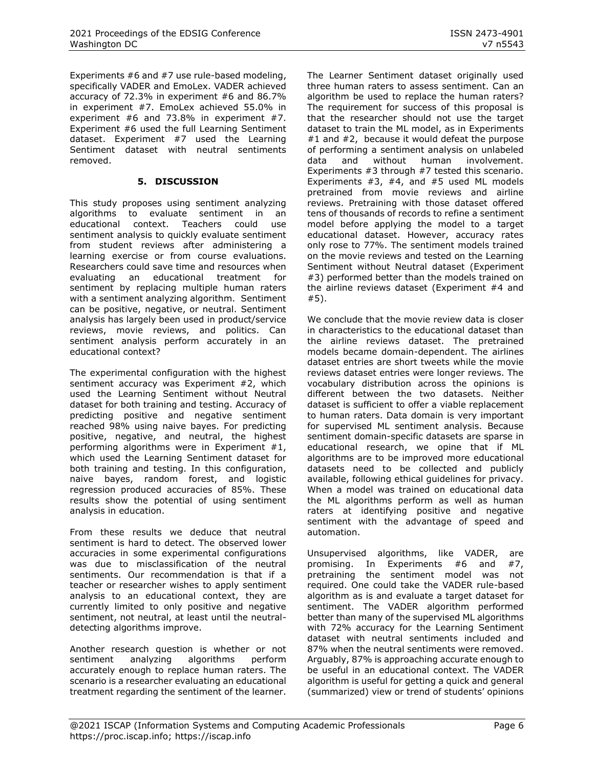Experiments #6 and #7 use rule-based modeling, specifically VADER and EmoLex. VADER achieved accuracy of 72.3% in experiment #6 and 86.7% in experiment #7. EmoLex achieved 55.0% in experiment #6 and 73.8% in experiment #7. Experiment #6 used the full Learning Sentiment dataset. Experiment #7 used the Learning Sentiment dataset with neutral sentiments removed.

## 5. DISCUSSION

This study proposes using sentiment analyzing algorithms to evaluate sentiment in an educational context. Teachers could use sentiment analysis to quickly evaluate sentiment from student reviews after administering a learning exercise or from course evaluations. Researchers could save time and resources when evaluating an educational treatment for sentiment by replacing multiple human raters with a sentiment analyzing algorithm. Sentiment can be positive, negative, or neutral. Sentiment analysis has largely been used in product/service reviews, movie reviews, and politics. Can sentiment analysis perform accurately in an educational context?

The experimental configuration with the highest sentiment accuracy was Experiment #2, which used the Learning Sentiment without Neutral dataset for both training and testing. Accuracy of predicting positive and negative sentiment reached 98% using naive bayes. For predicting positive, negative, and neutral, the highest performing algorithms were in Experiment #1, which used the Learning Sentiment dataset for both training and testing. In this configuration, naive bayes, random forest, and logistic regression produced accuracies of 85%. These results show the potential of using sentiment analysis in education.

From these results we deduce that neutral sentiment is hard to detect. The observed lower accuracies in some experimental configurations was due to misclassification of the neutral sentiments. Our recommendation is that if a teacher or researcher wishes to apply sentiment analysis to an educational context, they are currently limited to only positive and negative sentiment, not neutral, at least until the neutral-detecting algorithms improve.

Another research question is whether or not sentiment analyzing algorithms perform accurately enough to replace human raters. The scenario is a researcher evaluating an educational treatment regarding the sentiment of the learner. The Learner Sentiment dataset originally used three human raters to assess sentiment. Can an algorithm be used to replace the human raters? The requirement for success of this proposal is that the researcher should not use the target dataset to train the ML model, as in Experiments #1 and #2, because it would defeat the purpose of performing a sentiment analysis on unlabeled data and without human involvement. Experiments #3 through #7 tested this scenario. Experiments #3, #4, and #5 used ML models pretrained from movie reviews and airline reviews. Pretraining with those dataset offered tens of thousands of records to refine a sentiment model before applying the model to a target educational dataset. However, accuracy rates only rose to 77%. The sentiment models trained on the movie reviews and tested on the Learning Sentiment without Neutral dataset (Experiment #3) performed better than the models trained on the airline reviews dataset (Experiment #4 and #5).

We conclude that the movie review data is closer in characteristics to the educational dataset than the airline reviews dataset. The pretrained models became domain-dependent. The airlines dataset entries are short tweets while the movie reviews dataset entries were longer reviews. The vocabulary distribution across the opinions is different between the two datasets. Neither dataset is sufficient to offer a viable replacement to human raters. Data domain is very important for supervised ML sentiment analysis. Because sentiment domain-specific datasets are sparse in educational research, we opine that if ML algorithms are to be improved more educational datasets need to be collected and publicly available, following ethical guidelines for privacy. When a model was trained on educational data the ML algorithms perform as well as human raters at identifying positive and negative sentiment with the advantage of speed and automation.

Unsupervised algorithms, like VADER, are promising. In Experiments #6 and #7, pretraining the sentiment model was not required. One could take the VADER rule-based algorithm as is and evaluate a target dataset for sentiment. The VADER algorithm performed better than many of the supervised ML algorithms with 72% accuracy for the Learning Sentiment dataset with neutral sentiments included and 87% when the neutral sentiments were removed. Arguably, 87% is approaching accurate enough to be useful in an educational context. The VADER algorithm is useful for getting a quick and general (summarized) view or trend of students' opinions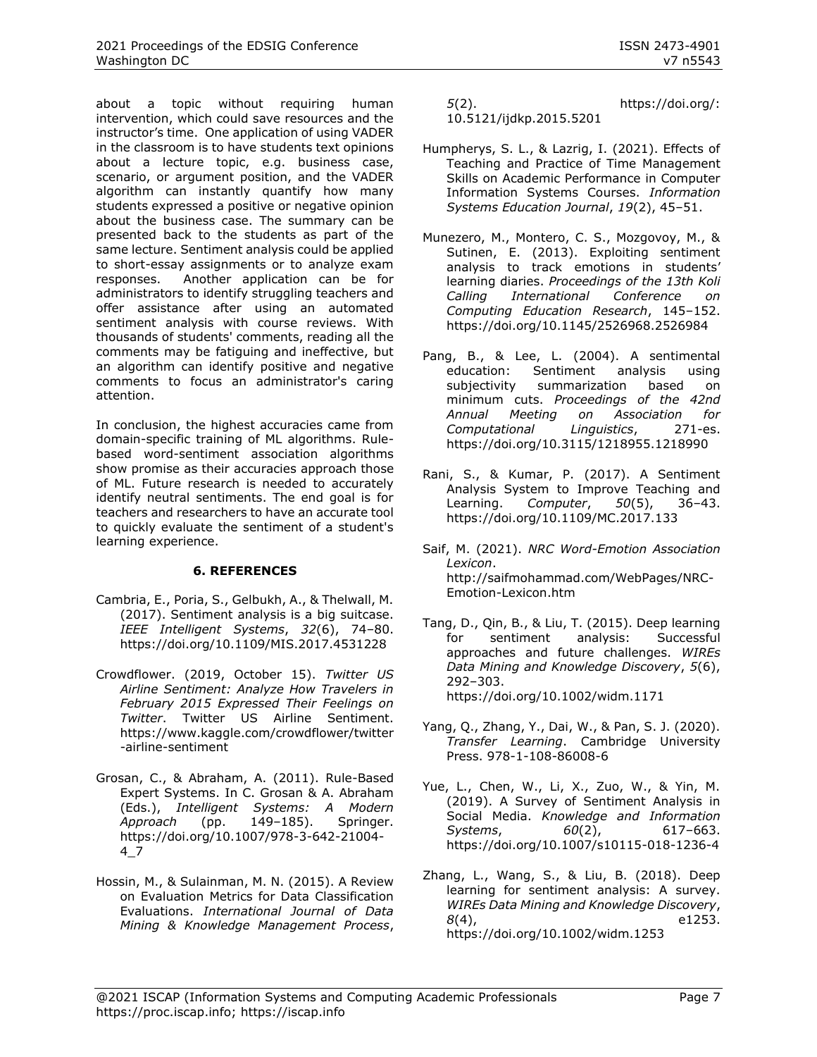about a topic without requiring human intervention, which could save resources and the instructor's time. One application of using VADER in the classroom is to have students text opinions about a lecture topic, e.g. business case, scenario, or argument position, and the VADER algorithm can instantly quantify how many students expressed a positive or negative opinion about the business case. The summary can be presented back to the students as part of the same lecture. Sentiment analysis could be applied to short-essay assignments or to analyze exam responses. Another application can be for administrators to identify struggling teachers and offer assistance after using an automated sentiment analysis with course reviews. With thousands of students' comments, reading all the comments may be fatiguing and ineffective, but an algorithm can identify positive and negative comments to focus an administrator's caring attention.

In conclusion, the highest accuracies came from domain-specific training of ML algorithms. Rule-based word-sentiment association algorithms show promise as their accuracies approach those of ML. Future research is needed to accurately identify neutral sentiments. The end goal is for teachers and researchers to have an accurate tool to quickly evaluate the sentiment of a student's learning experience.

## 6. REFERENCES

Cambria, E., Poria, S., Gelbukh, A., & Thelwall, M. (2017). Sentiment analysis is a big suitcase. *IEEE Intelligent Systems*, *32*(6), 74–80. https://doi.org/10.1109/MIS.2017.4531228

Crowdflower. (2019, October 15). *Twitter US Airline Sentiment: Analyze How Travelers in February 2015 Expressed Their Feelings on Twitter*. Twitter US Airline Sentiment. https://www.kaggle.com/crowdflower/twitter-airline-sentiment

Grosan, C., & Abraham, A. (2011). Rule-Based Expert Systems. In C. Grosan & A. Abraham (Eds.), *Intelligent Systems: A Modern Approach* (pp. 149–185). Springer. https://doi.org/10.1007/978-3-642-21004-4_7

Hossin, M., & Sulainman, M. N. (2015). A Review on Evaluation Metrics for Data Classification Evaluations. *International Journal of Data Mining & Knowledge Management Process*, *5*(2). https://doi.org/: 10.5121/ijdkp.2015.5201

Humpherys, S. L., & Lazrig, I. (2021). Effects of Teaching and Practice of Time Management Skills on Academic Performance in Computer Information Systems Courses. *Information Systems Education Journal*, *19*(2), 45–51.

Munezero, M., Montero, C. S., Mozgovoy, M., & Sutinen, E. (2013). Exploiting sentiment analysis to track emotions in students' learning diaries. *Proceedings of the 13th Koli Calling International Conference on Computing Education Research*, 145–152. https://doi.org/10.1145/2526968.2526984

Pang, B., & Lee, L. (2004). A sentimental education: Sentiment analysis using subjectivity summarization based on minimum cuts. *Proceedings of the 42nd Annual Meeting on Association for Computational Linguistics*, 271-es. https://doi.org/10.3115/1218955.1218990

Rani, S., & Kumar, P. (2017). A Sentiment Analysis System to Improve Teaching and Learning. *Computer*, *50*(5), 36–43. https://doi.org/10.1109/MC.2017.133

Saif, M. (2021). *NRC Word-Emotion Association Lexicon*. http://saifmohammad.com/WebPages/NRC-Emotion-Lexicon.htm

Tang, D., Qin, B., & Liu, T. (2015). Deep learning for sentiment analysis: Successful approaches and future challenges. *WIREs Data Mining and Knowledge Discovery*, *5*(6), 292–303. https://doi.org/10.1002/widm.1171

Yang, Q., Zhang, Y., Dai, W., & Pan, S. J. (2020). *Transfer Learning*. Cambridge University Press. 978-1-108-86008-6

Yue, L., Chen, W., Li, X., Zuo, W., & Yin, M. (2019). A Survey of Sentiment Analysis in Social Media. *Knowledge and Information Systems*, *60*(2), 617–663. https://doi.org/10.1007/s10115-018-1236-4

Zhang, L., Wang, S., & Liu, B. (2018). Deep learning for sentiment analysis: A survey. *WIREs Data Mining and Knowledge Discovery*, *8*(4), e1253. https://doi.org/10.1002/widm.1253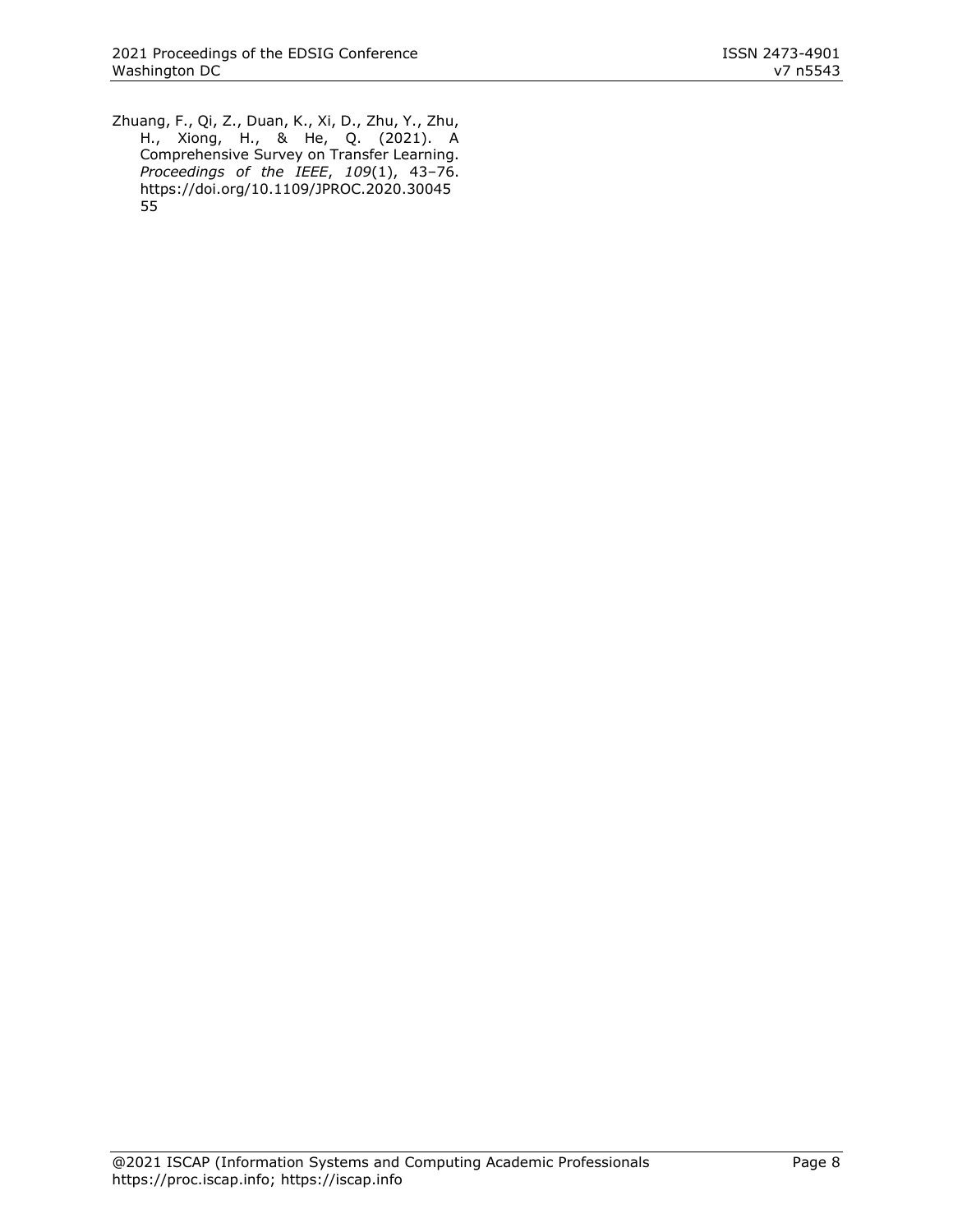Zhuang, F., Qi, Z., Duan, K., Xi, D., Zhu, Y., Zhu, H., Xiong, H., & He, Q. (2021). A Comprehensive Survey on Transfer Learning. *Proceedings of the IEEE*, *109*(1), 43–76. https://doi.org/10.1109/JPROC.2020.3004555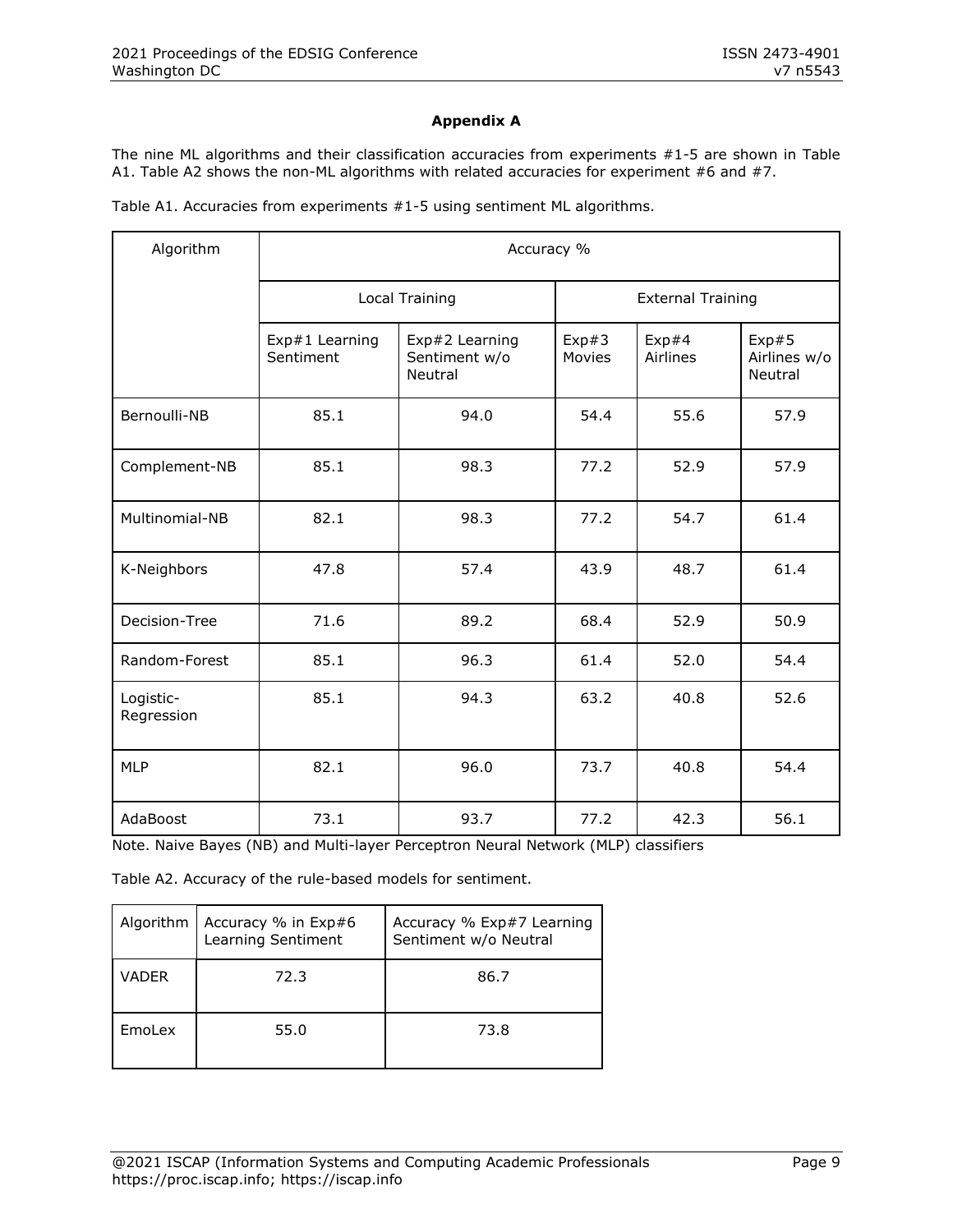## Appendix A

The nine ML algorithms and their classification accuracies from experiments #1-5 are shown in Table A1. Table A2 shows the non-ML algorithms with related accuracies for experiment #6 and #7.

Table A1. Accuracies from experiments #1-5 using sentiment ML algorithms.

| Algorithm | Accuracy % | | | | |
|---|---|---|---|---|---|
| | Local Training | | External Training | | |
| | Exp#1 Learning Sentiment | Exp#2 Learning Sentiment w/o Neutral | Exp#3 Movies | Exp#4 Airlines | Exp#5 Airlines w/o Neutral |
| Bernoulli-NB | 85.1 | 94.0 | 54.4 | 55.6 | 57.9 |
| Complement-NB | 85.1 | 98.3 | 77.2 | 52.9 | 57.9 |
| Multinomial-NB | 82.1 | 98.3 | 77.2 | 54.7 | 61.4 |
| K-Neighbors | 47.8 | 57.4 | 43.9 | 48.7 | 61.4 |
| Decision-Tree | 71.6 | 89.2 | 68.4 | 52.9 | 50.9 |
| Random-Forest | 85.1 | 96.3 | 61.4 | 52.0 | 54.4 |
| Logistic-Regression | 85.1 | 94.3 | 63.2 | 40.8 | 52.6 |
| MLP | 82.1 | 96.0 | 73.7 | 40.8 | 54.4 |
| AdaBoost | 73.1 | 93.7 | 77.2 | 42.3 | 56.1 |

Note. Naive Bayes (NB) and Multi-layer Perceptron Neural Network (MLP) classifiers

Table A2. Accuracy of the rule-based models for sentiment.

| Algorithm | Accuracy % in Exp#6 Learning Sentiment | Accuracy % Exp#7 Learning Sentiment w/o Neutral |
|---|---|---|
| VADER | 72.3 | 86.7 |
| EmoLex | 55.0 | 73.8 |